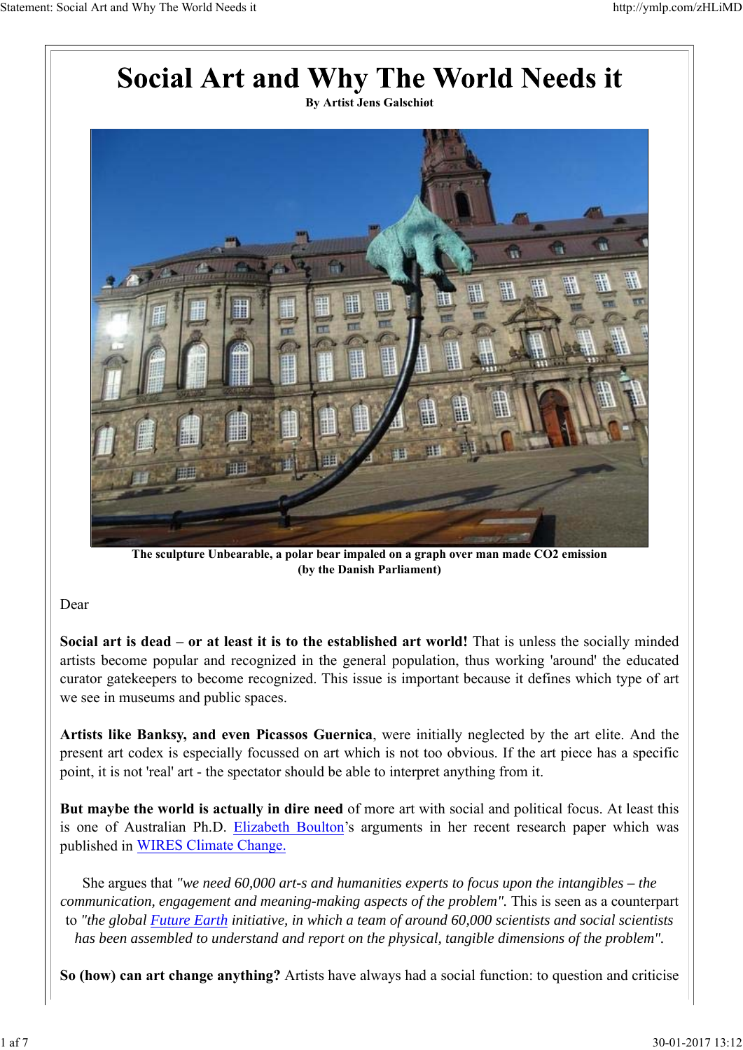# Social Art and Why The World Needs it

**By Artist Jens Galschiøt**

**The sculpture Unbearable, a polar bear impaled on a graph over man made CO2 emission (by the Danish Parliament)**

Dear

**Social art is dead – or at least it is to the established art world!** That is unless the socially minded artists become popular and recognized in the general population, thus working 'around' the educated curator gatekeepers to become recognized. This issue is important because it defines which type of art we see in museums and public spaces.

**Artists like Banksy, and even Picassos Guernica**, were initially neglected by the art elite. And the present art codex is especially focussed on art which is not too obvious. If the art piece has a specific point, it is not 'real' art - the spectator should be able to interpret anything from it.

**But maybe the world is actually in dire need** of more art with social and political focus. At least this is one of Australian Ph.D. Elizabeth Boulton's arguments in her recent research paper which was published in WIRES Climate Change.

She argues that *"we need 60,000 art-s and humanities experts to focus upon the intangibles – the communication, engagement and meaning-making aspects of the problem".* This is seen as a counterpart to *"the global Future Earth initiative, in which a team of around 60,000 scientists and social scientists has been assembled to understand and report on the physical, tangible dimensions of the problem".*

**So (how) can art change anything?** Artists have always had a social function: to question and criticise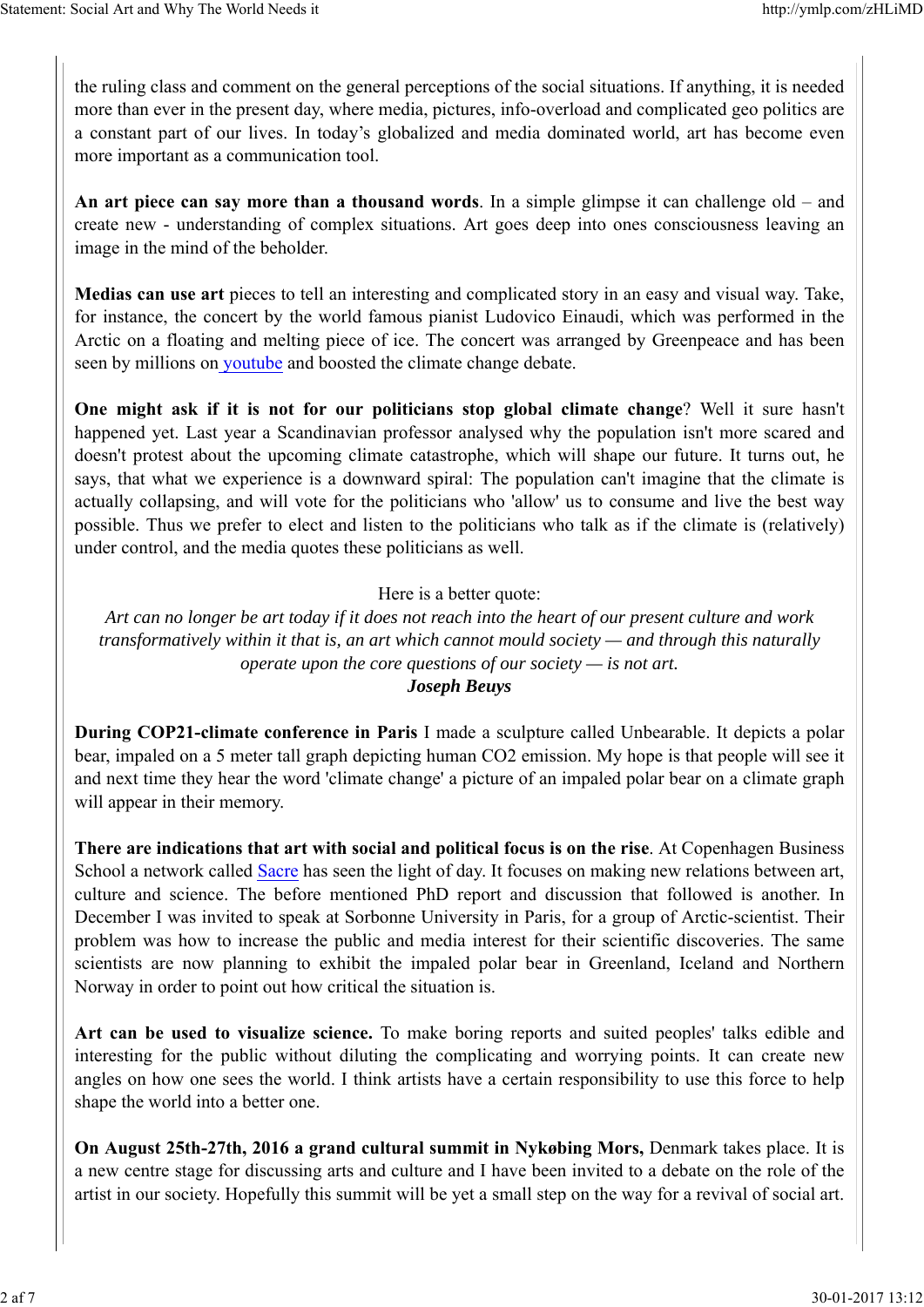the ruling class and comment on the general perceptions of the social situations. If anything, it is needed more than ever in the present day, where media, pictures, info-overload and complicated geo politics are a constant part of our lives. In today's globalized and media dominated world, art has become even more important as a communication tool.

**An art piece can say more than a thousand words**. In a simple glimpse it can challenge old – and create new - understanding of complex situations. Art goes deep into ones consciousness leaving an image in the mind of the beholder.

**Medias can use art** pieces to tell an interesting and complicated story in an easy and visual way. Take, for instance, the concert by the world famous pianist Ludovico Einaudi, which was performed in the Arctic on a floating and melting piece of ice. The concert was arranged by Greenpeace and has been seen by millions on youtube and boosted the climate change debate.

**One might ask if it is not for our politicians stop global climate change**? Well it sure hasn't happened yet. Last year a Scandinavian professor analysed why the population isn't more scared and doesn't protest about the upcoming climate catastrophe, which will shape our future. It turns out, he says, that what we experience is a downward spiral: The population can't imagine that the climate is actually collapsing, and will vote for the politicians who 'allow' us to consume and live the best way possible. Thus we prefer to elect and listen to the politicians who talk as if the climate is (relatively) under control, and the media quotes these politicians as well.

Here is a better quote:
*Art can no longer be art today if it does not reach into the heart of our present culture and work transformatively within it that is, an art which cannot mould society — and through this naturally operate upon the core questions of our society — is not art.*
***Joseph Beuys***

**During COP21-climate conference in Paris** I made a sculpture called Unbearable. It depicts a polar bear, impaled on a 5 meter tall graph depicting human CO2 emission. My hope is that people will see it and next time they hear the word 'climate change' a picture of an impaled polar bear on a climate graph will appear in their memory.

**There are indications that art with social and political focus is on the rise**. At Copenhagen Business School a network called Sacre has seen the light of day. It focuses on making new relations between art, culture and science. The before mentioned PhD report and discussion that followed is another. In December I was invited to speak at Sorbonne University in Paris, for a group of Arctic-scientist. Their problem was how to increase the public and media interest for their scientific discoveries. The same scientists are now planning to exhibit the impaled polar bear in Greenland, Iceland and Northern Norway in order to point out how critical the situation is.

**Art can be used to visualize science.** To make boring reports and suited peoples' talks edible and interesting for the public without diluting the complicating and worrying points. It can create new angles on how one sees the world. I think artists have a certain responsibility to use this force to help shape the world into a better one.

**On August 25th-27th, 2016 a grand cultural summit in Nykøbing Mors,** Denmark takes place. It is a new centre stage for discussing arts and culture and I have been invited to a debate on the role of the artist in our society. Hopefully this summit will be yet a small step on the way for a revival of social art.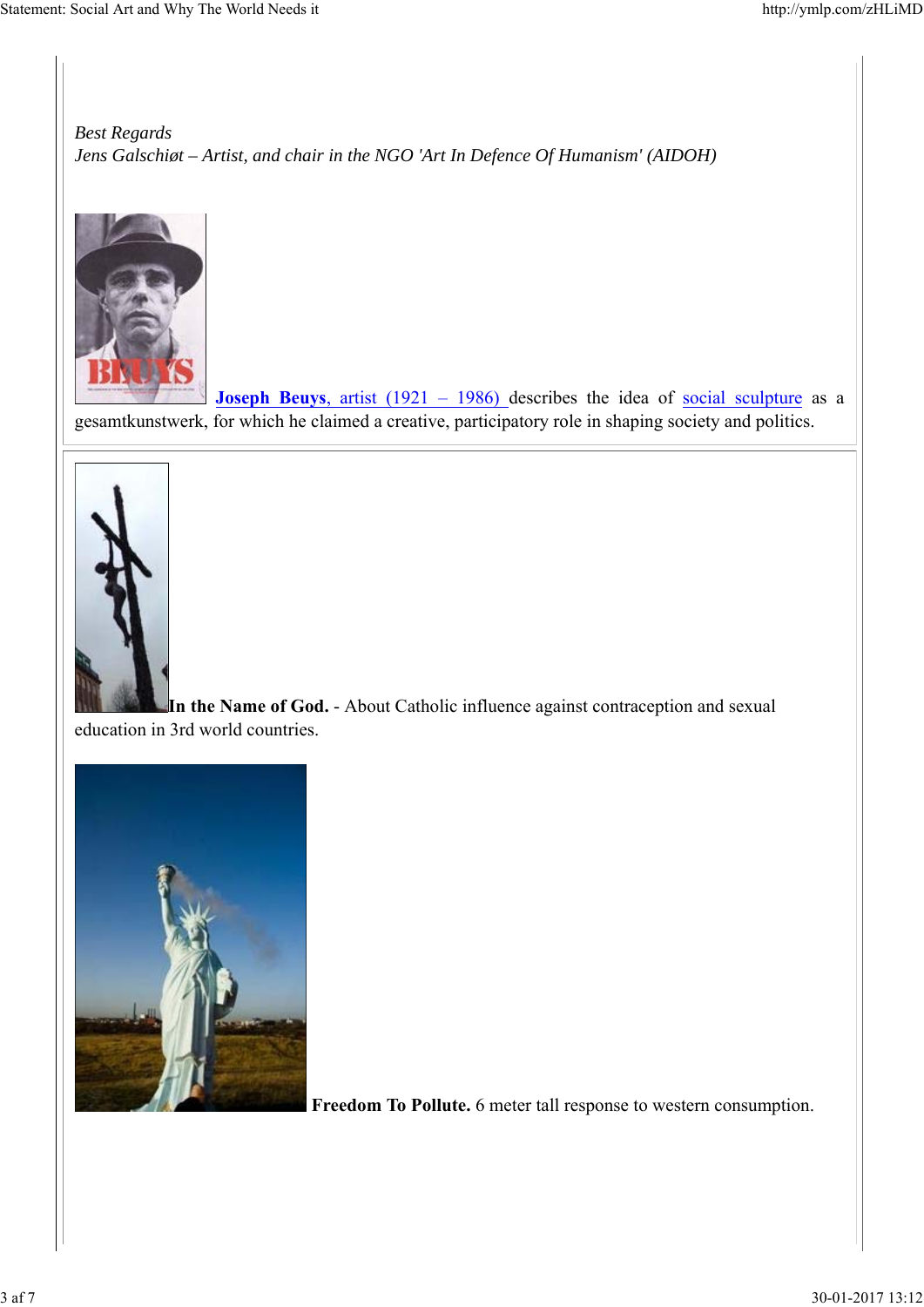*Best Regards*
*Jens Galschiøt – Artist, and chair in the NGO 'Art In Defence Of Humanism' (AIDOH)*

**Joseph Beuys**, artist (1921 – 1986) describes the idea of social sculpture as a gesamtkunstwerk, for which he claimed a creative, participatory role in shaping society and politics.

**In the Name of God.** - About Catholic influence against contraception and sexual education in 3rd world countries.

**Freedom To Pollute.** 6 meter tall response to western consumption.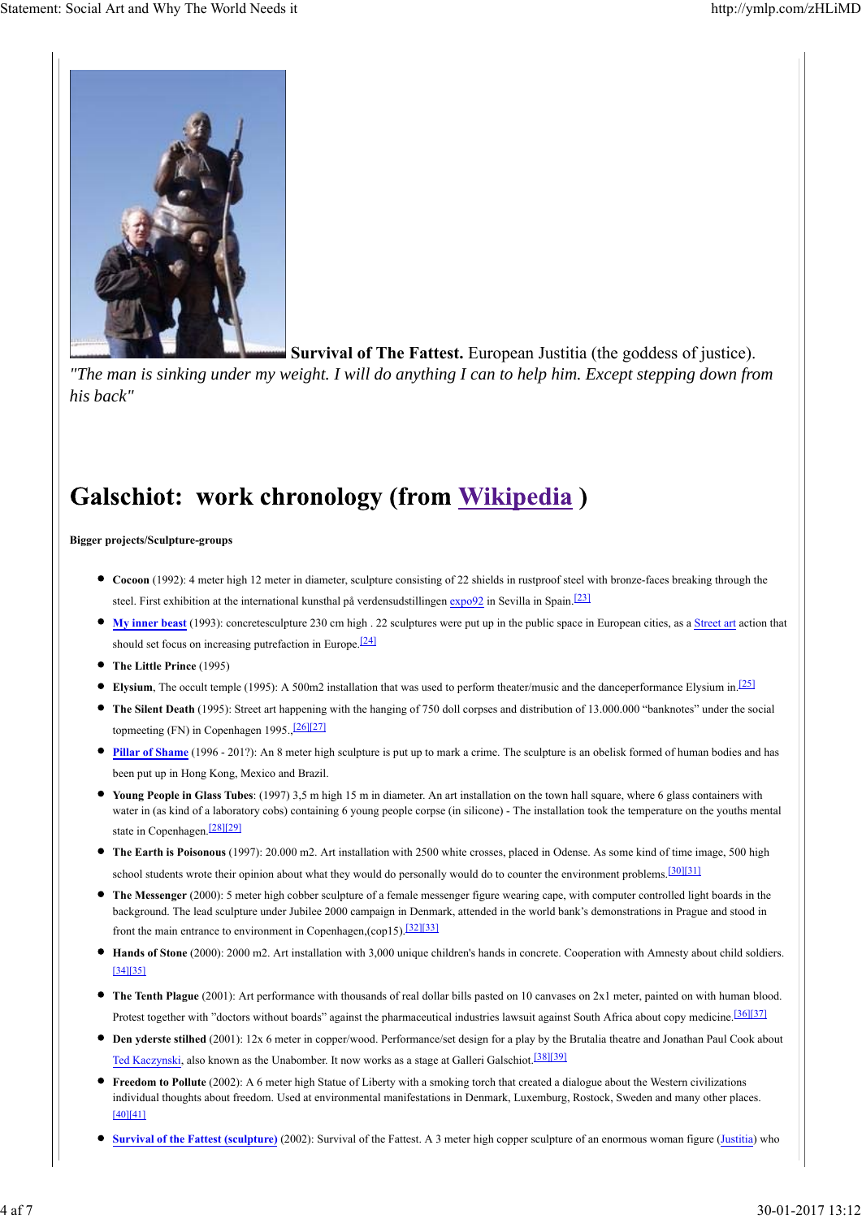**Survival of The Fattest.** European Justitia (the goddess of justice). *"The man is sinking under my weight. I will do anything I can to help him. Except stepping down from his back"*

# Galschiot: work chronology (from Wikipedia )

**Bigger projects/Sculpture-groups**

- **Cocoon** (1992): 4 meter high 12 meter in diameter, sculpture consisting of 22 shields in rustproof steel with bronze-faces breaking through the steel. First exhibition at the international kunsthal på verdensudstillingen expo92 in Sevilla in Spain.[23]
- **My inner beast** (1993): concretesculpture 230 cm high . 22 sculptures were put up in the public space in European cities, as a Street art action that should set focus on increasing putrefaction in Europe.[24]
- **The Little Prince** (1995)
- **Elysium**, The occult temple (1995): A 500m2 installation that was used to perform theater/music and the danceperformance Elysium in.[25]
- **The Silent Death** (1995): Street art happening with the hanging of 750 doll corpses and distribution of 13.000.000 "banknotes" under the social topmeeting (FN) in Copenhagen 1995.,[26][27]
- **Pillar of Shame** (1996 - 201?): An 8 meter high sculpture is put up to mark a crime. The sculpture is an obelisk formed of human bodies and has been put up in Hong Kong, Mexico and Brazil.
- **Young People in Glass Tubes**: (1997) 3,5 m high 15 m in diameter. An art installation on the town hall square, where 6 glass containers with water in (as kind of a laboratory cobs) containing 6 young people corpse (in silicone) - The installation took the temperature on the youths mental state in Copenhagen.[28][29]
- **The Earth is Poisonous** (1997): 20.000 m2. Art installation with 2500 white crosses, placed in Odense. As some kind of time image, 500 high school students wrote their opinion about what they would do personally would do to counter the environment problems.[30][31]
- **The Messenger** (2000): 5 meter high cobber sculpture of a female messenger figure wearing cape, with computer controlled light boards in the background. The lead sculpture under Jubilee 2000 campaign in Denmark, attended in the world bank's demonstrations in Prague and stood in front the main entrance to environment in Copenhagen,(cop15).[32][33]
- **Hands of Stone** (2000): 2000 m2. Art installation with 3,000 unique children's hands in concrete. Cooperation with Amnesty about child soldiers.[34][35]
- **The Tenth Plague** (2001): Art performance with thousands of real dollar bills pasted on 10 canvases on 2x1 meter, painted on with human blood. Protest together with "doctors without boards" against the pharmaceutical industries lawsuit against South Africa about copy medicine.[36][37]
- **Den yderste stilhed** (2001): 12x 6 meter in copper/wood. Performance/set design for a play by the Brutalia theatre and Jonathan Paul Cook about Ted Kaczynski, also known as the Unabomber. It now works as a stage at Galleri Galschiot.[38][39]
- **Freedom to Pollute** (2002): A 6 meter high Statue of Liberty with a smoking torch that created a dialogue about the Western civilizations individual thoughts about freedom. Used at environmental manifestations in Denmark, Luxemburg, Rostock, Sweden and many other places.[40][41]
- **Survival of the Fattest (sculpture)** (2002): Survival of the Fattest. A 3 meter high copper sculpture of an enormous woman figure (Justitia) who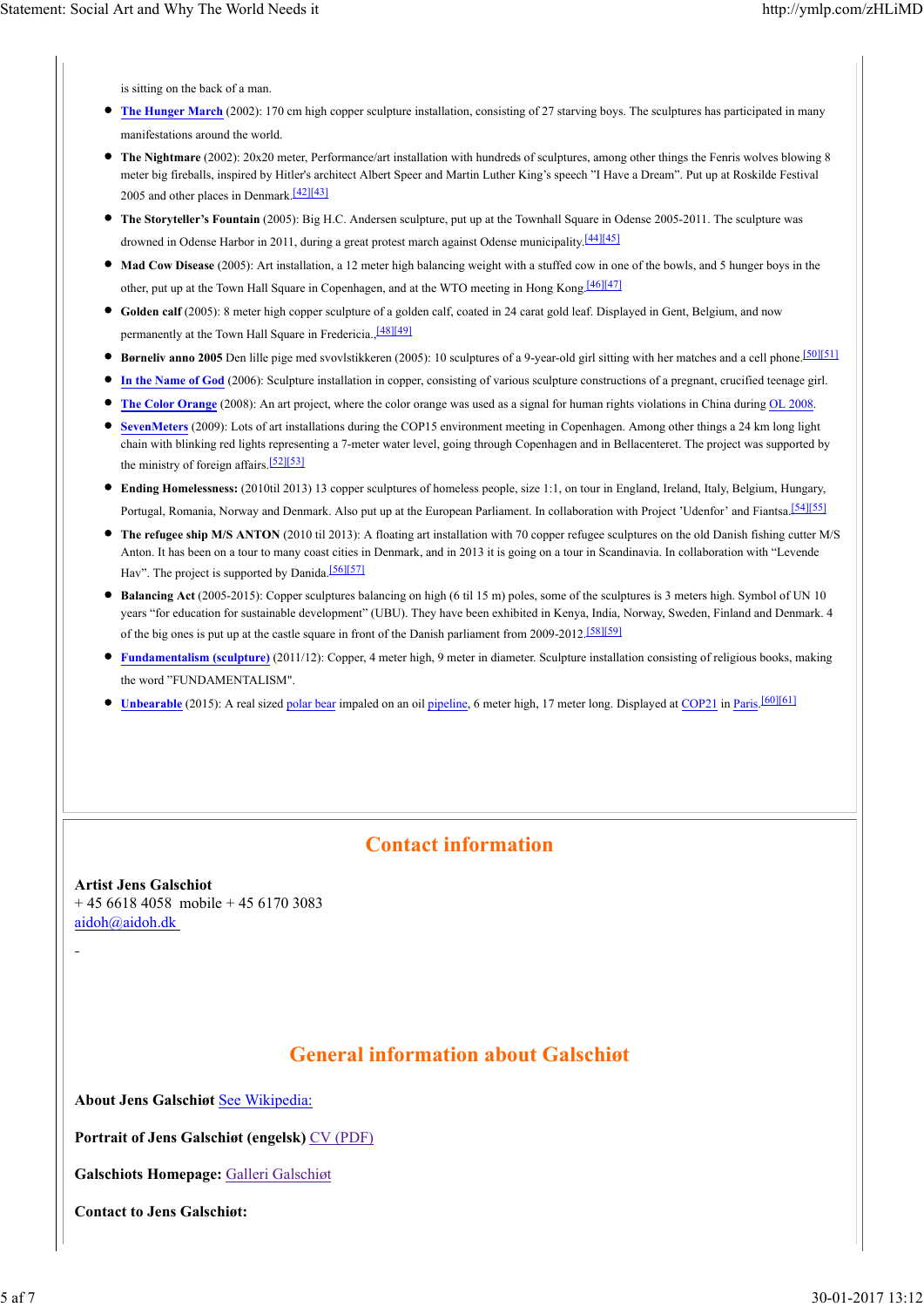is sitting on the back of a man.

- **The Hunger March** (2002): 170 cm high copper sculpture installation, consisting of 27 starving boys. The sculptures has participated in many manifestations around the world.
- **The Nightmare** (2002): 20x20 meter, Performance/art installation with hundreds of sculptures, among other things the Fenris wolves blowing 8 meter big fireballs, inspired by Hitler's architect Albert Speer and Martin Luther King's speech "I Have a Dream". Put up at Roskilde Festival 2005 and other places in Denmark.[42][43]
- **The Storyteller's Fountain** (2005): Big H.C. Andersen sculpture, put up at the Townhall Square in Odense 2005-2011. The sculpture was drowned in Odense Harbor in 2011, during a great protest march against Odense municipality.[44][45]
- **Mad Cow Disease** (2005): Art installation, a 12 meter high balancing weight with a stuffed cow in one of the bowls, and 5 hunger boys in the other, put up at the Town Hall Square in Copenhagen, and at the WTO meeting in Hong Kong.[46][47]
- **Golden calf** (2005): 8 meter high copper sculpture of a golden calf, coated in 24 carat gold leaf. Displayed in Gent, Belgium, and now permanently at the Town Hall Square in Fredericia..[48][49]
- **Børneliv anno 2005** Den lille pige med svovlstikkeren (2005): 10 sculptures of a 9-year-old girl sitting with her matches and a cell phone.[50][51]
- **In the Name of God** (2006): Sculpture installation in copper, consisting of various sculpture constructions of a pregnant, crucified teenage girl.
- **The Color Orange** (2008): An art project, where the color orange was used as a signal for human rights violations in China during OL 2008.
- **SevenMeters** (2009): Lots of art installations during the COP15 environment meeting in Copenhagen. Among other things a 24 km long light chain with blinking red lights representing a 7-meter water level, going through Copenhagen and in Bellacenteret. The project was supported by the ministry of foreign affairs.[52][53]
- **Ending Homelessness:** (2010til 2013) 13 copper sculptures of homeless people, size 1:1, on tour in England, Ireland, Italy, Belgium, Hungary, Portugal, Romania, Norway and Denmark. Also put up at the European Parliament. In collaboration with Project 'Udenfor' and Fiantsa.[54][55]
- **The refugee ship M/S ANTON** (2010 til 2013): A floating art installation with 70 copper refugee sculptures on the old Danish fishing cutter M/S Anton. It has been on a tour to many coast cities in Denmark, and in 2013 it is going on a tour in Scandinavia. In collaboration with "Levende Hav". The project is supported by Danida.[56][57]
- **Balancing Act** (2005-2015): Copper sculptures balancing on high (6 til 15 m) poles, some of the sculptures is 3 meters high. Symbol of UN 10 years "for education for sustainable development" (UBU). They have been exhibited in Kenya, India, Norway, Sweden, Finland and Denmark. 4 of the big ones is put up at the castle square in front of the Danish parliament from 2009-2012.[58][59]
- **Fundamentalism (sculpture)** (2011/12): Copper, 4 meter high, 9 meter in diameter. Sculpture installation consisting of religious books, making the word "FUNDAMENTALISM".
- **Unbearable** (2015): A real sized polar bear impaled on an oil pipeline, 6 meter high, 17 meter long. Displayed at COP21 in Paris.[60][61]

## Contact information

**Artist Jens Galschiot**
+ 45 6618 4058  mobile + 45 6170 3083
aidoh@aidoh.dk

## General information about Galschiøt

**About Jens Galschiøt** See Wikipedia:

**Portrait of Jens Galschiøt (engelsk)** CV (PDF)

**Galschiots Homepage:** Galleri Galschiøt

**Contact to Jens Galschiøt:**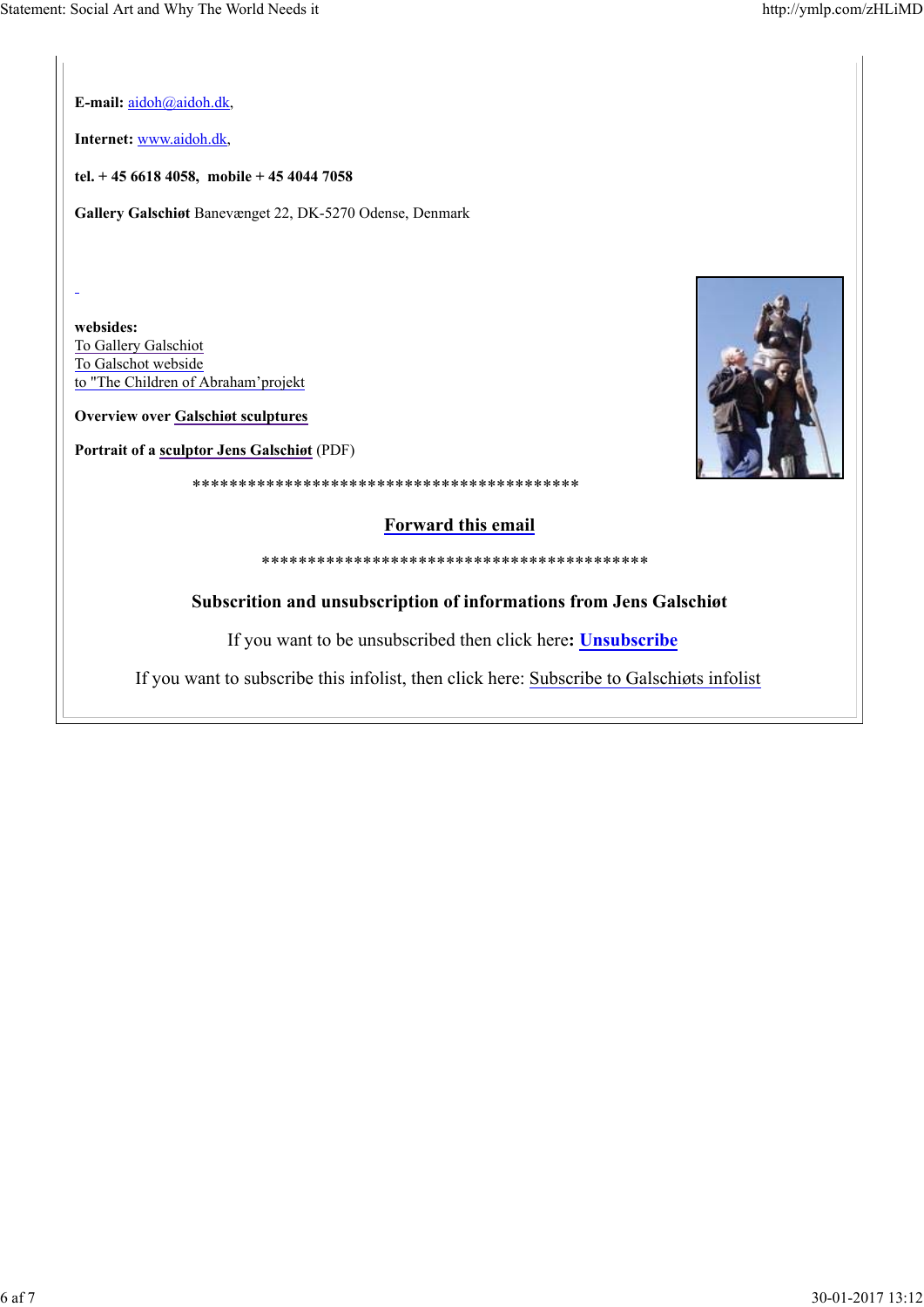**E-mail:** aidoh@aidoh.dk,

**Internet:** www.aidoh.dk,

**tel. + 45 6618 4058,  mobile + 45 4044 7058**

**Gallery Galschiøt** Banevænget 22, DK-5270 Odense, Denmark

**websides:**
To Gallery Galschiot
To Galschot webside
to "The Children of Abraham'projekt

**Overview over Galschiøt sculptures**

**Portrait of a sculptor Jens Galschiøt** (PDF)

******************************************

**Forward this email**

******************************************

**Subscrition and unsubscription of informations from Jens Galschiøt**

If you want to be unsubscribed then click here**: Unsubscribe**

If you want to subscribe this infolist, then click here: Subscribe to Galschiøts infolist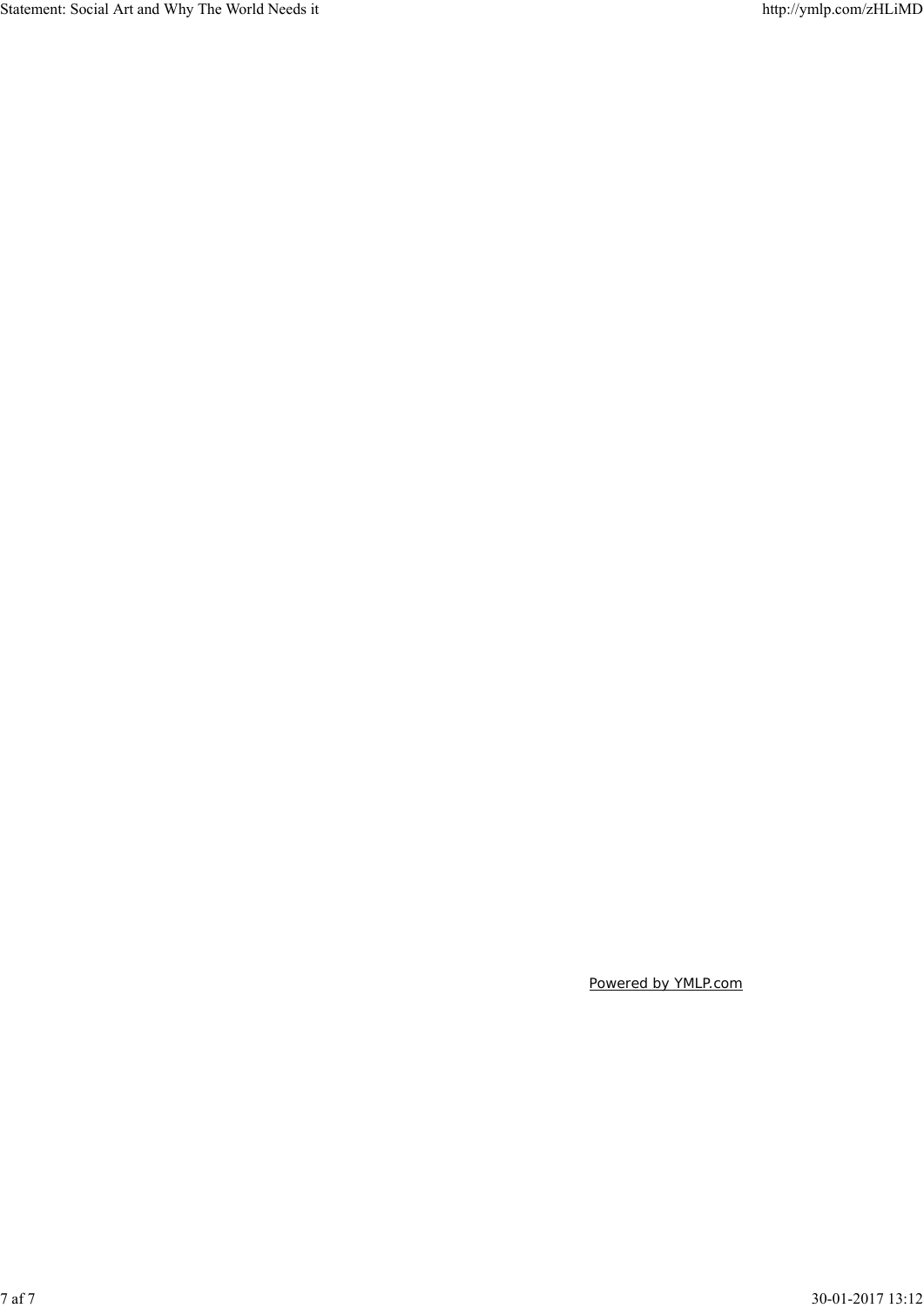Powered by YMLP.com